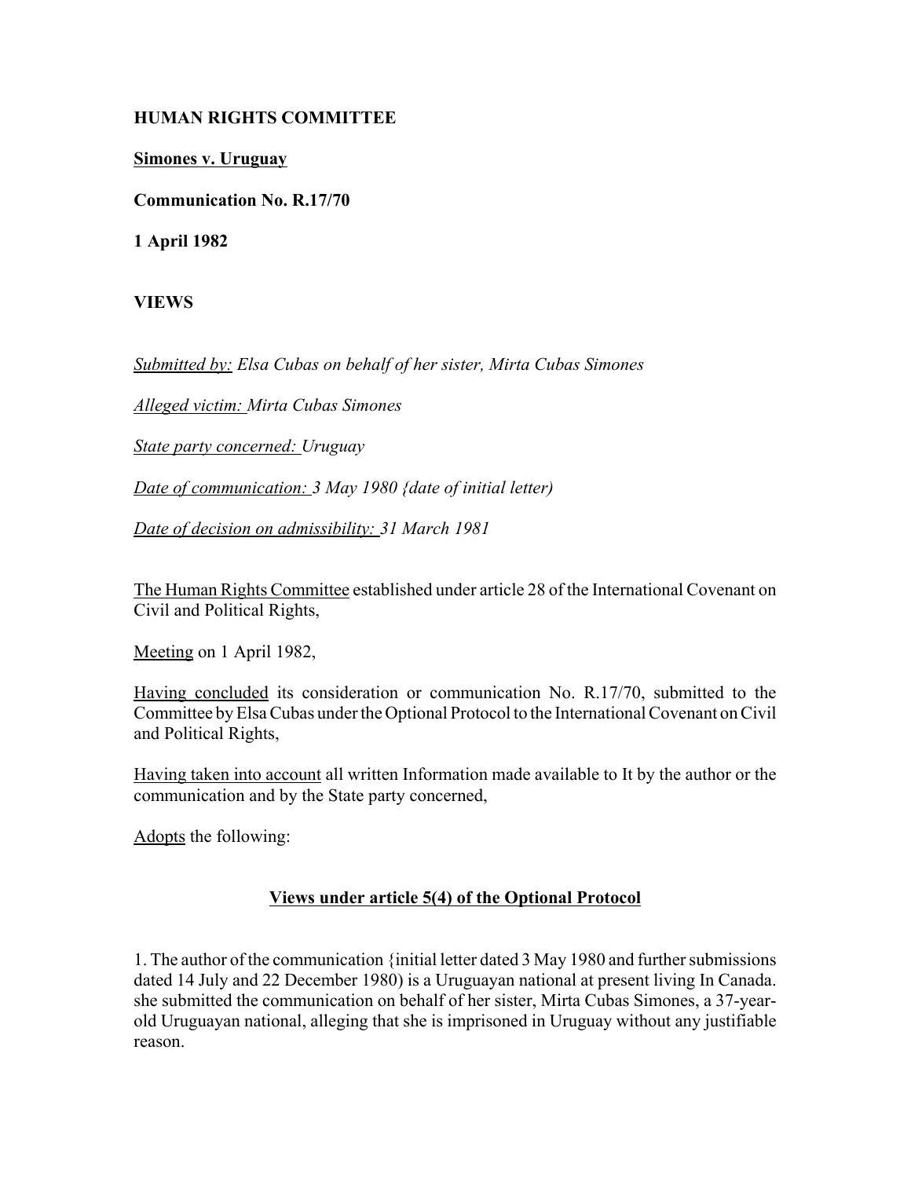**HUMAN RIGHTS COMMITTEE**

**Simones v. Uruguay**

**Communication No. R.17/70**

**1 April 1982**

**VIEWS**

*Submitted by: Elsa Cubas on behalf of her sister, Mirta Cubas Simones*

*Alleged victim: Mirta Cubas Simones*

*State party concerned: Uruguay*

*Date of communication: 3 May 1980 {date of initial letter)*

*Date of decision on admissibility: 31 March 1981*

The Human Rights Committee established under article 28 of the International Covenant on Civil and Political Rights,

Meeting on 1 April 1982,

Having concluded its consideration or communication No. R.17/70, submitted to the Committee by Elsa Cubas under the Optional Protocol to the International Covenant on Civil and Political Rights,

Having taken into account all written Information made available to It by the author or the communication and by the State party concerned,

Adopts the following:

## Views under article 5(4) of the Optional Protocol

1. The author of the communication {initial letter dated 3 May 1980 and further submissions dated 14 July and 22 December 1980) is a Uruguayan national at present living In Canada. she submitted the communication on behalf of her sister, Mirta Cubas Simones, a 37-year-old Uruguayan national, alleging that she is imprisoned in Uruguay without any justifiable reason.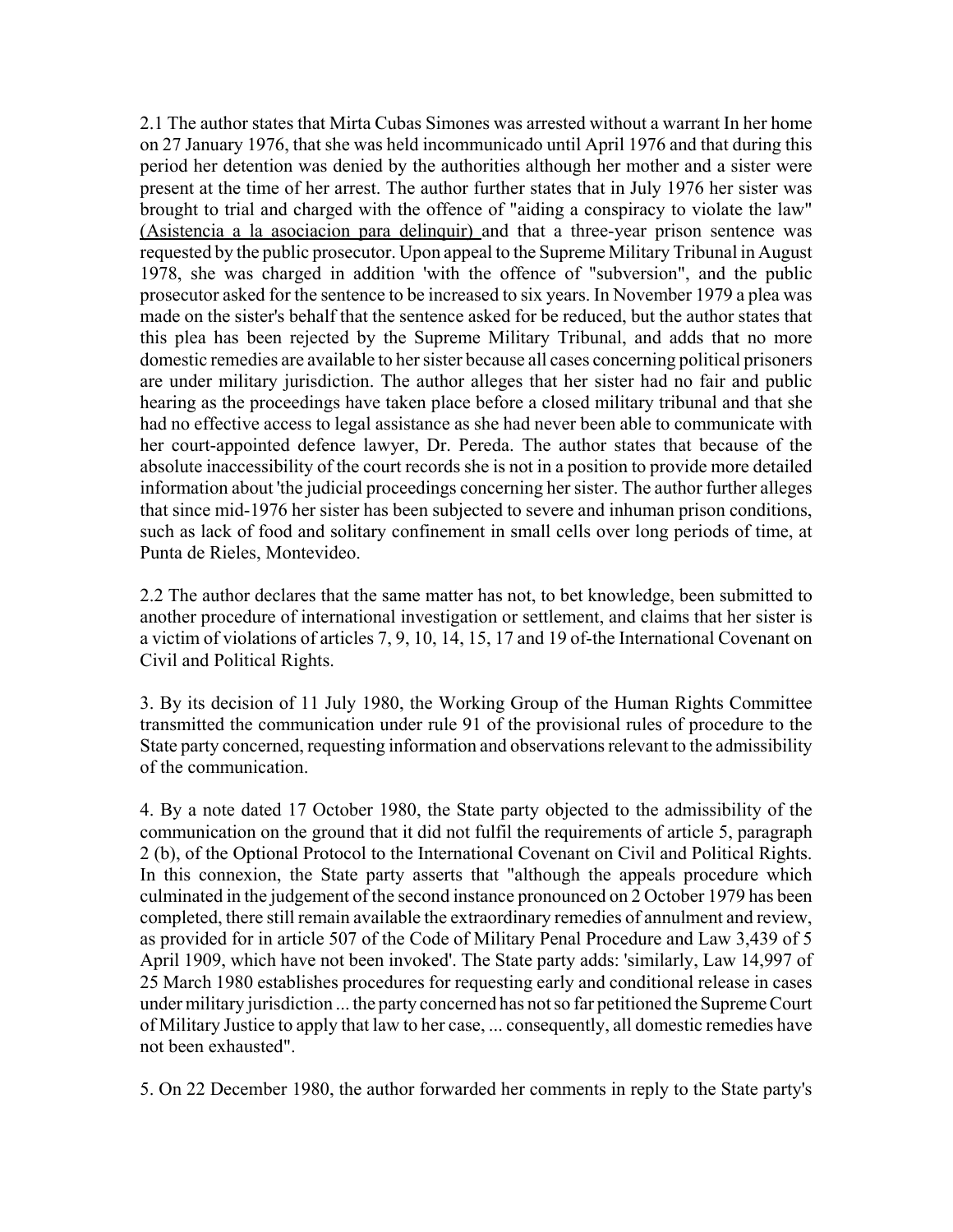2.1 The author states that Mirta Cubas Simones was arrested without a warrant In her home on 27 January 1976, that she was held incommunicado until April 1976 and that during this period her detention was denied by the authorities although her mother and a sister were present at the time of her arrest. The author further states that in July 1976 her sister was brought to trial and charged with the offence of "aiding a conspiracy to violate the law" (Asistencia a la asociacion para delinquir) and that a three-year prison sentence was requested by the public prosecutor. Upon appeal to the Supreme Military Tribunal in August 1978, she was charged in addition 'with the offence of "subversion", and the public prosecutor asked for the sentence to be increased to six years. In November 1979 a plea was made on the sister's behalf that the sentence asked for be reduced, but the author states that this plea has been rejected by the Supreme Military Tribunal, and adds that no more domestic remedies are available to her sister because all cases concerning political prisoners are under military jurisdiction. The author alleges that her sister had no fair and public hearing as the proceedings have taken place before a closed military tribunal and that she had no effective access to legal assistance as she had never been able to communicate with her court-appointed defence lawyer, Dr. Pereda. The author states that because of the absolute inaccessibility of the court records she is not in a position to provide more detailed information about 'the judicial proceedings concerning her sister. The author further alleges that since mid-1976 her sister has been subjected to severe and inhuman prison conditions, such as lack of food and solitary confinement in small cells over long periods of time, at Punta de Rieles, Montevideo.

2.2 The author declares that the same matter has not, to bet knowledge, been submitted to another procedure of international investigation or settlement, and claims that her sister is a victim of violations of articles 7, 9, 10, 14, 15, 17 and 19 of-the International Covenant on Civil and Political Rights.

3. By its decision of 11 July 1980, the Working Group of the Human Rights Committee transmitted the communication under rule 91 of the provisional rules of procedure to the State party concerned, requesting information and observations relevant to the admissibility of the communication.

4. By a note dated 17 October 1980, the State party objected to the admissibility of the communication on the ground that it did not fulfil the requirements of article 5, paragraph 2 (b), of the Optional Protocol to the International Covenant on Civil and Political Rights. In this connexion, the State party asserts that "although the appeals procedure which culminated in the judgement of the second instance pronounced on 2 October 1979 has been completed, there still remain available the extraordinary remedies of annulment and review, as provided for in article 507 of the Code of Military Penal Procedure and Law 3,439 of 5 April 1909, which have not been invoked'. The State party adds: 'similarly, Law 14,997 of 25 March 1980 establishes procedures for requesting early and conditional release in cases under military jurisdiction ... the party concerned has not so far petitioned the Supreme Court of Military Justice to apply that law to her case, ... consequently, all domestic remedies have not been exhausted".

5. On 22 December 1980, the author forwarded her comments in reply to the State party's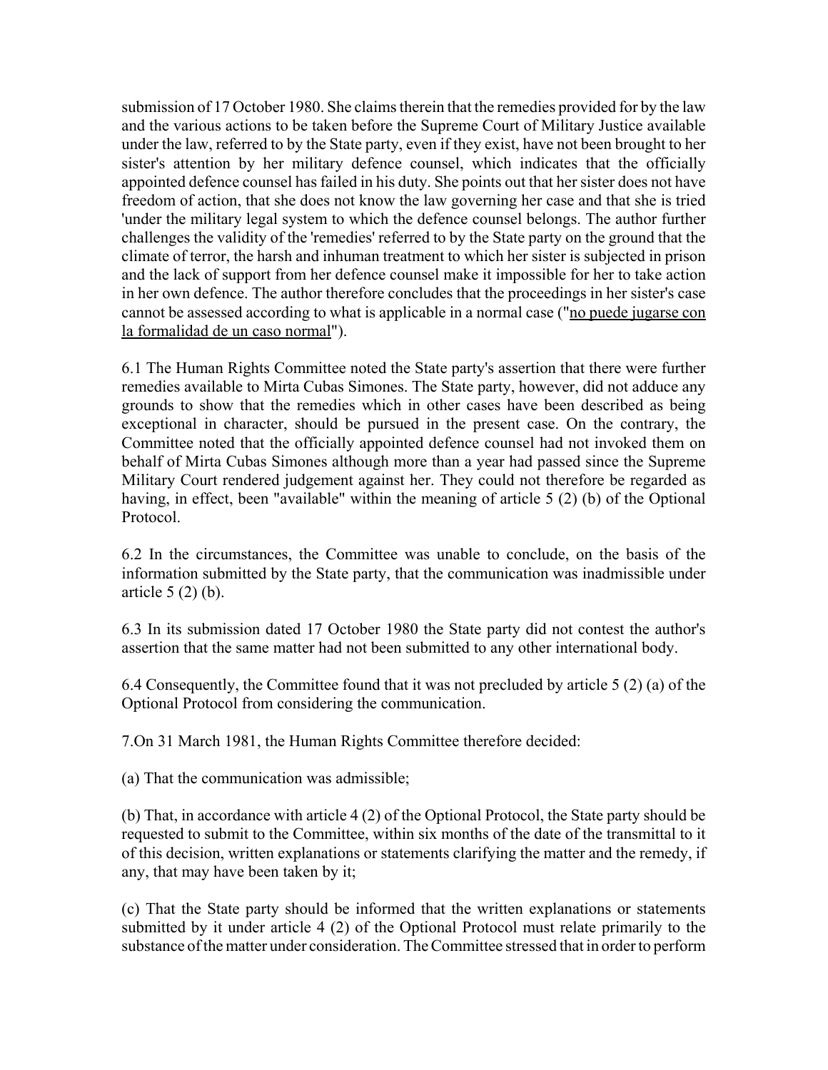submission of 17 October 1980. She claims therein that the remedies provided for by the law and the various actions to be taken before the Supreme Court of Military Justice available under the law, referred to by the State party, even if they exist, have not been brought to her sister's attention by her military defence counsel, which indicates that the officially appointed defence counsel has failed in his duty. She points out that her sister does not have freedom of action, that she does not know the law governing her case and that she is tried 'under the military legal system to which the defence counsel belongs. The author further challenges the validity of the 'remedies' referred to by the State party on the ground that the climate of terror, the harsh and inhuman treatment to which her sister is subjected in prison and the lack of support from her defence counsel make it impossible for her to take action in her own defence. The author therefore concludes that the proceedings in her sister's case cannot be assessed according to what is applicable in a normal case ("no puede jugarse con la formalidad de un caso normal").

6.1 The Human Rights Committee noted the State party's assertion that there were further remedies available to Mirta Cubas Simones. The State party, however, did not adduce any grounds to show that the remedies which in other cases have been described as being exceptional in character, should be pursued in the present case. On the contrary, the Committee noted that the officially appointed defence counsel had not invoked them on behalf of Mirta Cubas Simones although more than a year had passed since the Supreme Military Court rendered judgement against her. They could not therefore be regarded as having, in effect, been "available" within the meaning of article 5 (2) (b) of the Optional Protocol.

6.2 In the circumstances, the Committee was unable to conclude, on the basis of the information submitted by the State party, that the communication was inadmissible under article 5 (2) (b).

6.3 In its submission dated 17 October 1980 the State party did not contest the author's assertion that the same matter had not been submitted to any other international body.

6.4 Consequently, the Committee found that it was not precluded by article 5 (2) (a) of the Optional Protocol from considering the communication.

7.On 31 March 1981, the Human Rights Committee therefore decided:

(a) That the communication was admissible;

(b) That, in accordance with article 4 (2) of the Optional Protocol, the State party should be requested to submit to the Committee, within six months of the date of the transmittal to it of this decision, written explanations or statements clarifying the matter and the remedy, if any, that may have been taken by it;

(c) That the State party should be informed that the written explanations or statements submitted by it under article 4 (2) of the Optional Protocol must relate primarily to the substance of the matter under consideration. The Committee stressed that in order to perform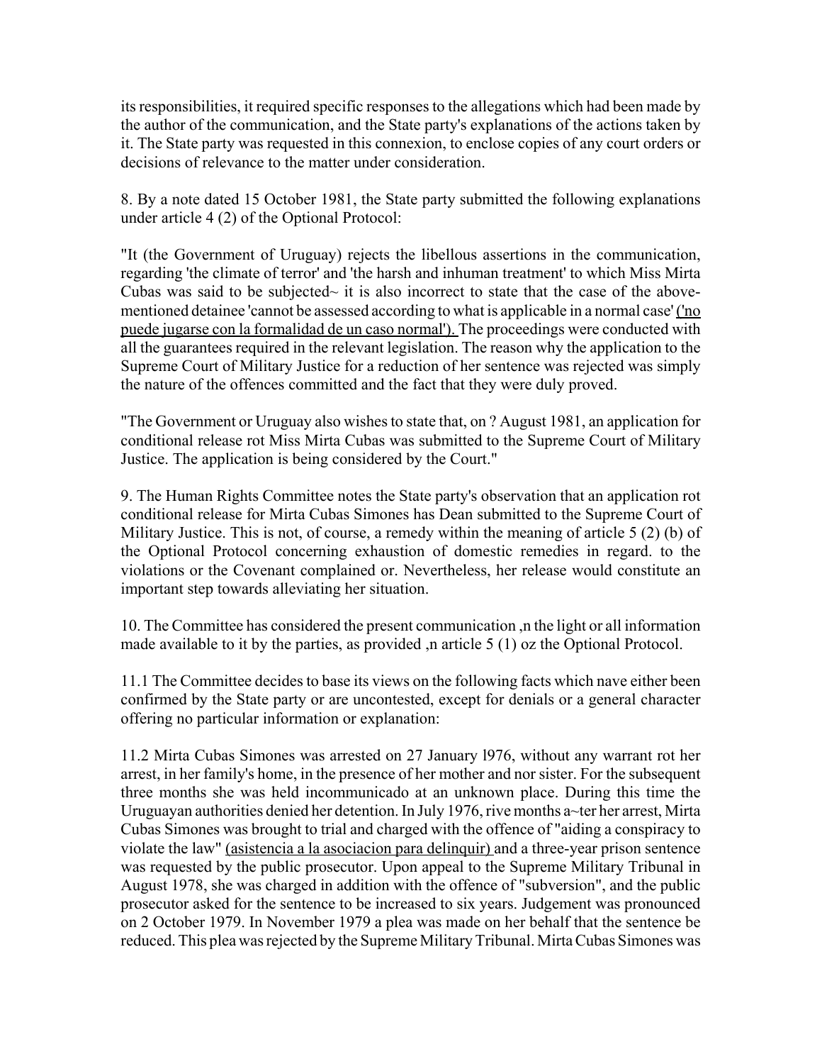its responsibilities, it required specific responses to the allegations which had been made by the author of the communication, and the State party's explanations of the actions taken by it. The State party was requested in this connexion, to enclose copies of any court orders or decisions of relevance to the matter under consideration.

8. By a note dated 15 October 1981, the State party submitted the following explanations under article 4 (2) of the Optional Protocol:

"It (the Government of Uruguay) rejects the libellous assertions in the communication, regarding 'the climate of terror' and 'the harsh and inhuman treatment' to which Miss Mirta Cubas was said to be subjected~ it is also incorrect to state that the case of the above-mentioned detainee 'cannot be assessed according to what is applicable in a normal case' ('no puede jugarse con la formalidad de un caso normal'). The proceedings were conducted with all the guarantees required in the relevant legislation. The reason why the application to the Supreme Court of Military Justice for a reduction of her sentence was rejected was simply the nature of the offences committed and the fact that they were duly proved.

"The Government or Uruguay also wishes to state that, on ? August 1981, an application for conditional release rot Miss Mirta Cubas was submitted to the Supreme Court of Military Justice. The application is being considered by the Court."

9. The Human Rights Committee notes the State party's observation that an application rot conditional release for Mirta Cubas Simones has Dean submitted to the Supreme Court of Military Justice. This is not, of course, a remedy within the meaning of article 5 (2) (b) of the Optional Protocol concerning exhaustion of domestic remedies in regard. to the violations or the Covenant complained or. Nevertheless, her release would constitute an important step towards alleviating her situation.

10. The Committee has considered the present communication ,n the light or all information made available to it by the parties, as provided ,n article 5 (1) oz the Optional Protocol.

11.1 The Committee decides to base its views on the following facts which nave either been confirmed by the State party or are uncontested, except for denials or a general character offering no particular information or explanation:

11.2 Mirta Cubas Simones was arrested on 27 January l976, without any warrant rot her arrest, in her family's home, in the presence of her mother and nor sister. For the subsequent three months she was held incommunicado at an unknown place. During this time the Uruguayan authorities denied her detention. In July 1976, rive months a~ter her arrest, Mirta Cubas Simones was brought to trial and charged with the offence of "aiding a conspiracy to violate the law" (asistencia a la asociacion para delinquir) and a three-year prison sentence was requested by the public prosecutor. Upon appeal to the Supreme Military Tribunal in August 1978, she was charged in addition with the offence of "subversion", and the public prosecutor asked for the sentence to be increased to six years. Judgement was pronounced on 2 October 1979. In November 1979 a plea was made on her behalf that the sentence be reduced. This plea was rejected by the Supreme Military Tribunal. Mirta Cubas Simones was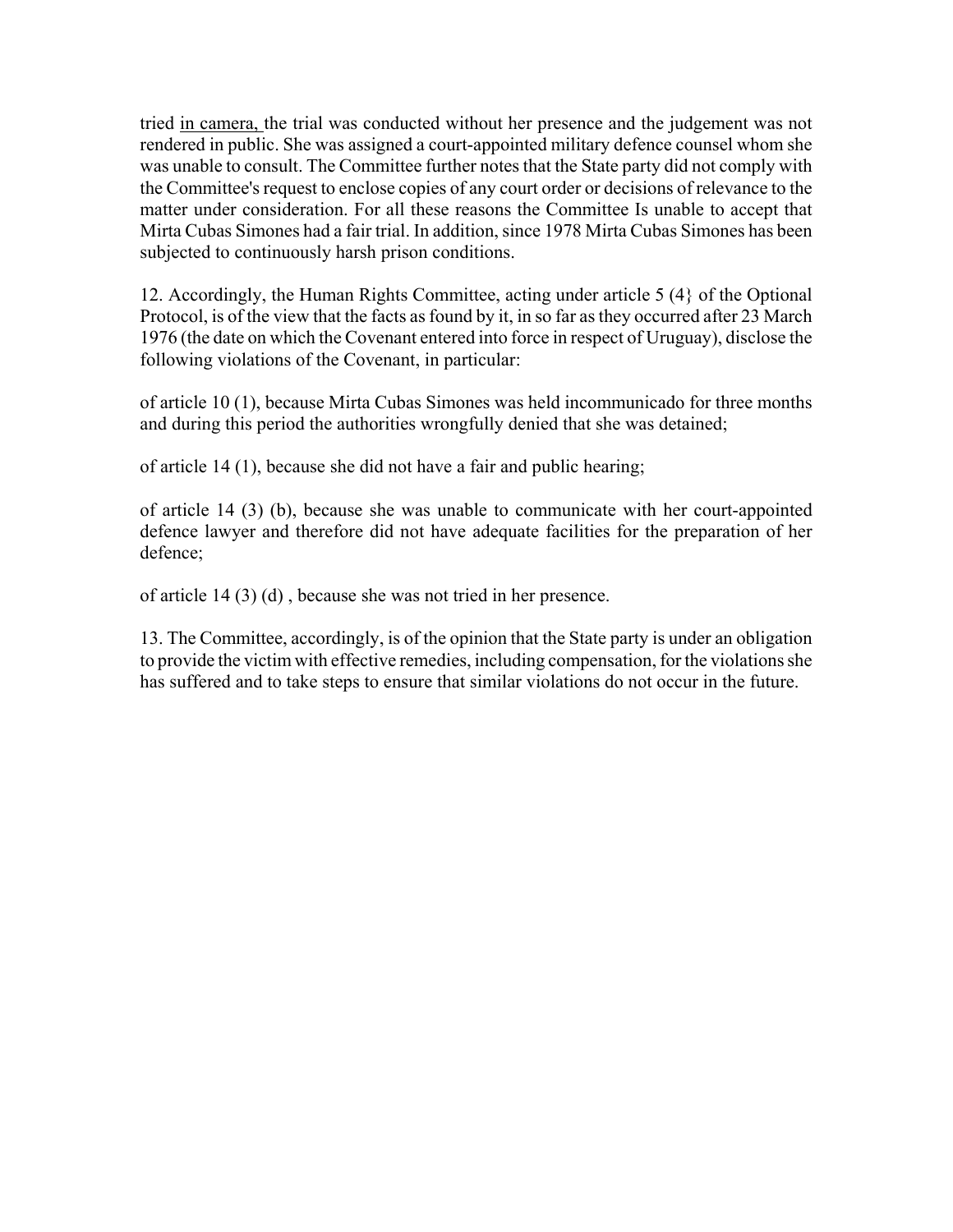tried in camera, the trial was conducted without her presence and the judgement was not rendered in public. She was assigned a court-appointed military defence counsel whom she was unable to consult. The Committee further notes that the State party did not comply with the Committee's request to enclose copies of any court order or decisions of relevance to the matter under consideration. For all these reasons the Committee Is unable to accept that Mirta Cubas Simones had a fair trial. In addition, since 1978 Mirta Cubas Simones has been subjected to continuously harsh prison conditions.

12. Accordingly, the Human Rights Committee, acting under article 5 (4} of the Optional Protocol, is of the view that the facts as found by it, in so far as they occurred after 23 March 1976 (the date on which the Covenant entered into force in respect of Uruguay), disclose the following violations of the Covenant, in particular:

of article 10 (1), because Mirta Cubas Simones was held incommunicado for three months and during this period the authorities wrongfully denied that she was detained;

of article 14 (1), because she did not have a fair and public hearing;

of article 14 (3) (b), because she was unable to communicate with her court-appointed defence lawyer and therefore did not have adequate facilities for the preparation of her defence;

of article 14 (3) (d) , because she was not tried in her presence.

13. The Committee, accordingly, is of the opinion that the State party is under an obligation to provide the victim with effective remedies, including compensation, for the violations she has suffered and to take steps to ensure that similar violations do not occur in the future.